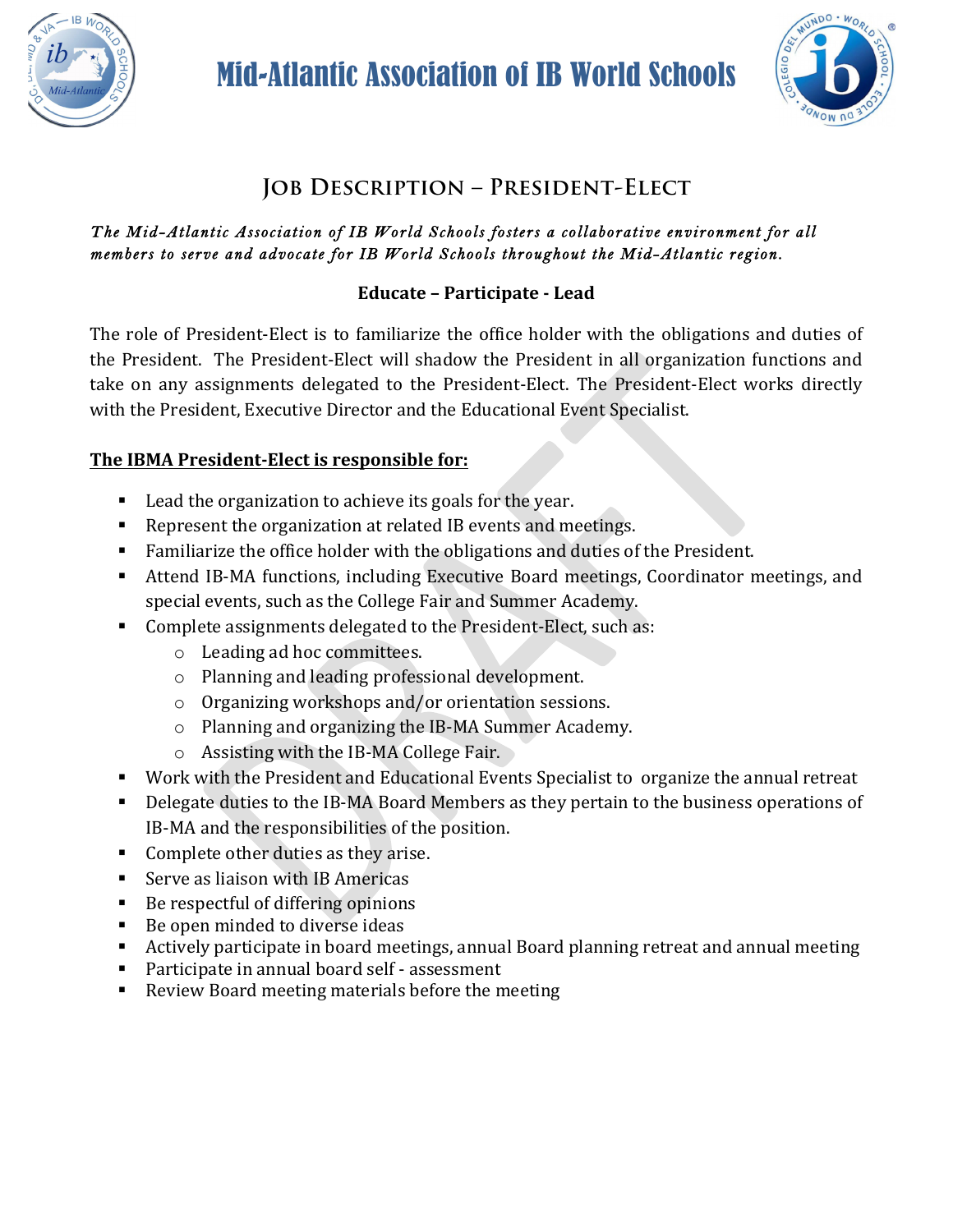# Mid-Atlantic Association of IB World Schools

## Job Description – President-Elect

*The Mid-Atlantic Association of IB World Schools fosters a collaborative environment for all members to serve and advocate for IB World Schools throughout the Mid-Atlantic region.*

**Educate – Participate - Lead**

The role of President-Elect is to familiarize the office holder with the obligations and duties of the President. The President-Elect will shadow the President in all organization functions and take on any assignments delegated to the President-Elect. The President-Elect works directly with the President, Executive Director and the Educational Event Specialist.

**The IBMA President-Elect is responsible for:**

- Lead the organization to achieve its goals for the year.
- Represent the organization at related IB events and meetings.
- Familiarize the office holder with the obligations and duties of the President.
- Attend IB-MA functions, including Executive Board meetings, Coordinator meetings, and special events, such as the College Fair and Summer Academy.
- Complete assignments delegated to the President-Elect, such as:
  - Leading ad hoc committees.
  - Planning and leading professional development.
  - Organizing workshops and/or orientation sessions.
  - Planning and organizing the IB-MA Summer Academy.
  - Assisting with the IB-MA College Fair.
- Work with the President and Educational Events Specialist to organize the annual retreat
- Delegate duties to the IB-MA Board Members as they pertain to the business operations of IB-MA and the responsibilities of the position.
- Complete other duties as they arise.
- Serve as liaison with IB Americas
- Be respectful of differing opinions
- Be open minded to diverse ideas
- Actively participate in board meetings, annual Board planning retreat and annual meeting
- Participate in annual board self - assessment
- Review Board meeting materials before the meeting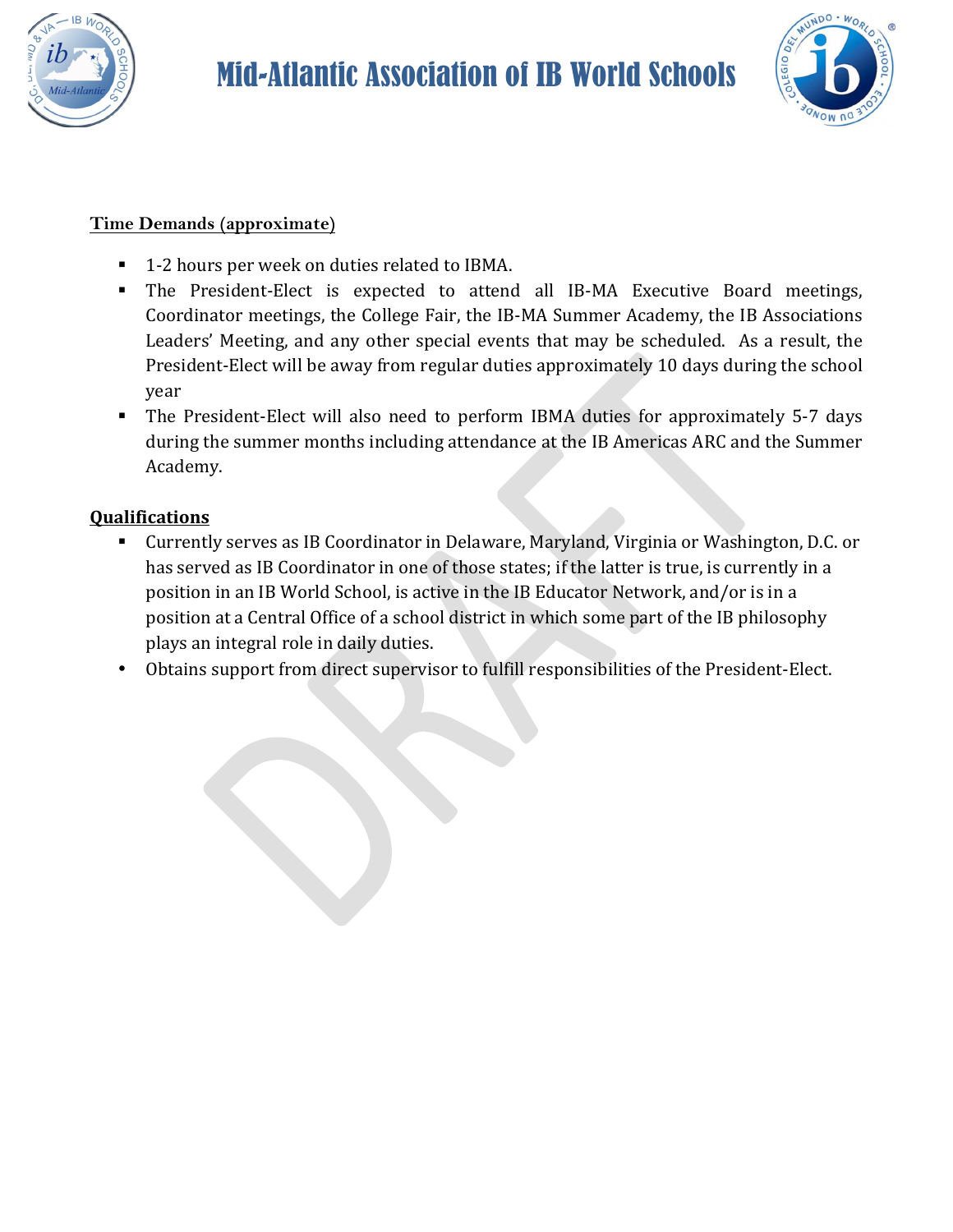**Time Demands (approximate)**

- 1-2 hours per week on duties related to IBMA.
- The President-Elect is expected to attend all IB-MA Executive Board meetings, Coordinator meetings, the College Fair, the IB-MA Summer Academy, the IB Associations Leaders' Meeting, and any other special events that may be scheduled. As a result, the President-Elect will be away from regular duties approximately 10 days during the school year
- The President-Elect will also need to perform IBMA duties for approximately 5-7 days during the summer months including attendance at the IB Americas ARC and the Summer Academy.

**Qualifications**

- Currently serves as IB Coordinator in Delaware, Maryland, Virginia or Washington, D.C. or has served as IB Coordinator in one of those states; if the latter is true, is currently in a position in an IB World School, is active in the IB Educator Network, and/or is in a position at a Central Office of a school district in which some part of the IB philosophy plays an integral role in daily duties.
- Obtains support from direct supervisor to fulfill responsibilities of the President-Elect.